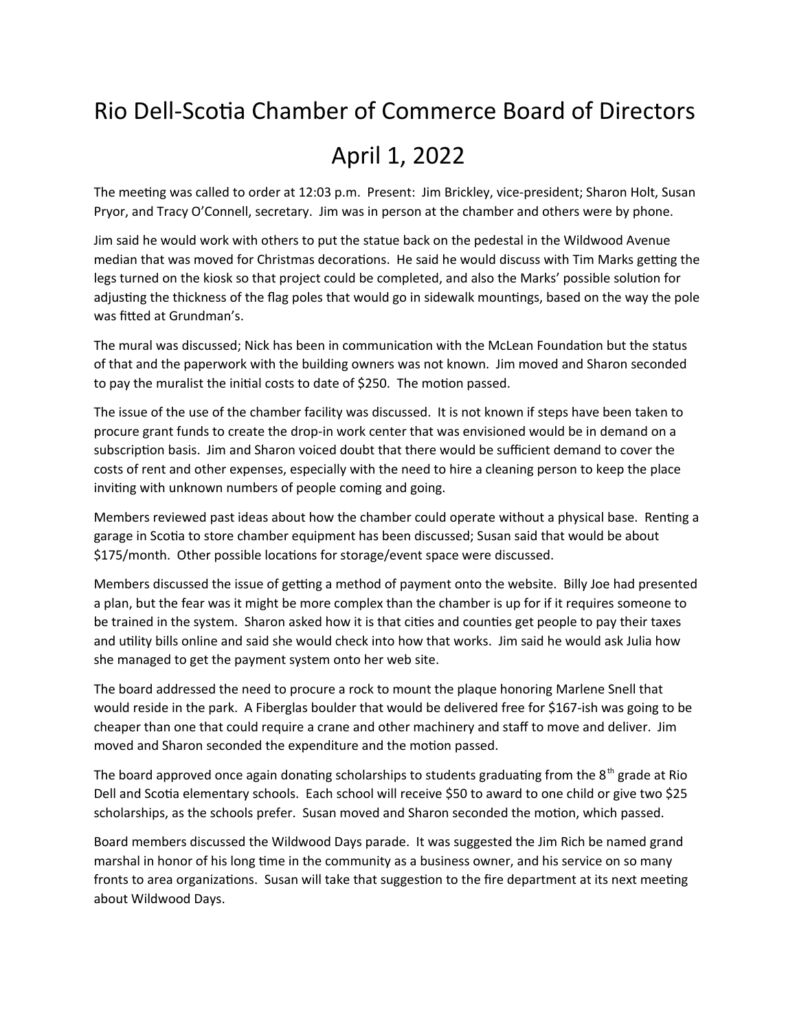# Rio Dell-Scotia Chamber of Commerce Board of Directors

# April 1, 2022

The meeting was called to order at 12:03 p.m. Present: Jim Brickley, vice-president; Sharon Holt, Susan Pryor, and Tracy O'Connell, secretary. Jim was in person at the chamber and others were by phone.

Jim said he would work with others to put the statue back on the pedestal in the Wildwood Avenue median that was moved for Christmas decorations. He said he would discuss with Tim Marks getting the legs turned on the kiosk so that project could be completed, and also the Marks' possible solution for adjusting the thickness of the flag poles that would go in sidewalk mountings, based on the way the pole was fitted at Grundman's.

The mural was discussed; Nick has been in communication with the McLean Foundation but the status of that and the paperwork with the building owners was not known. Jim moved and Sharon seconded to pay the muralist the initial costs to date of $250. The motion passed.

The issue of the use of the chamber facility was discussed. It is not known if steps have been taken to procure grant funds to create the drop-in work center that was envisioned would be in demand on a subscription basis. Jim and Sharon voiced doubt that there would be sufficient demand to cover the costs of rent and other expenses, especially with the need to hire a cleaning person to keep the place inviting with unknown numbers of people coming and going.

Members reviewed past ideas about how the chamber could operate without a physical base. Renting a garage in Scotia to store chamber equipment has been discussed; Susan said that would be about $175/month. Other possible locations for storage/event space were discussed.

Members discussed the issue of getting a method of payment onto the website. Billy Joe had presented a plan, but the fear was it might be more complex than the chamber is up for if it requires someone to be trained in the system. Sharon asked how it is that cities and counties get people to pay their taxes and utility bills online and said she would check into how that works. Jim said he would ask Julia how she managed to get the payment system onto her web site.

The board addressed the need to procure a rock to mount the plaque honoring Marlene Snell that would reside in the park. A Fiberglas boulder that would be delivered free for $167-ish was going to be cheaper than one that could require a crane and other machinery and staff to move and deliver. Jim moved and Sharon seconded the expenditure and the motion passed.

The board approved once again donating scholarships to students graduating from the 8th grade at Rio Dell and Scotia elementary schools. Each school will receive $50 to award to one child or give two $25 scholarships, as the schools prefer. Susan moved and Sharon seconded the motion, which passed.

Board members discussed the Wildwood Days parade. It was suggested the Jim Rich be named grand marshal in honor of his long time in the community as a business owner, and his service on so many fronts to area organizations. Susan will take that suggestion to the fire department at its next meeting about Wildwood Days.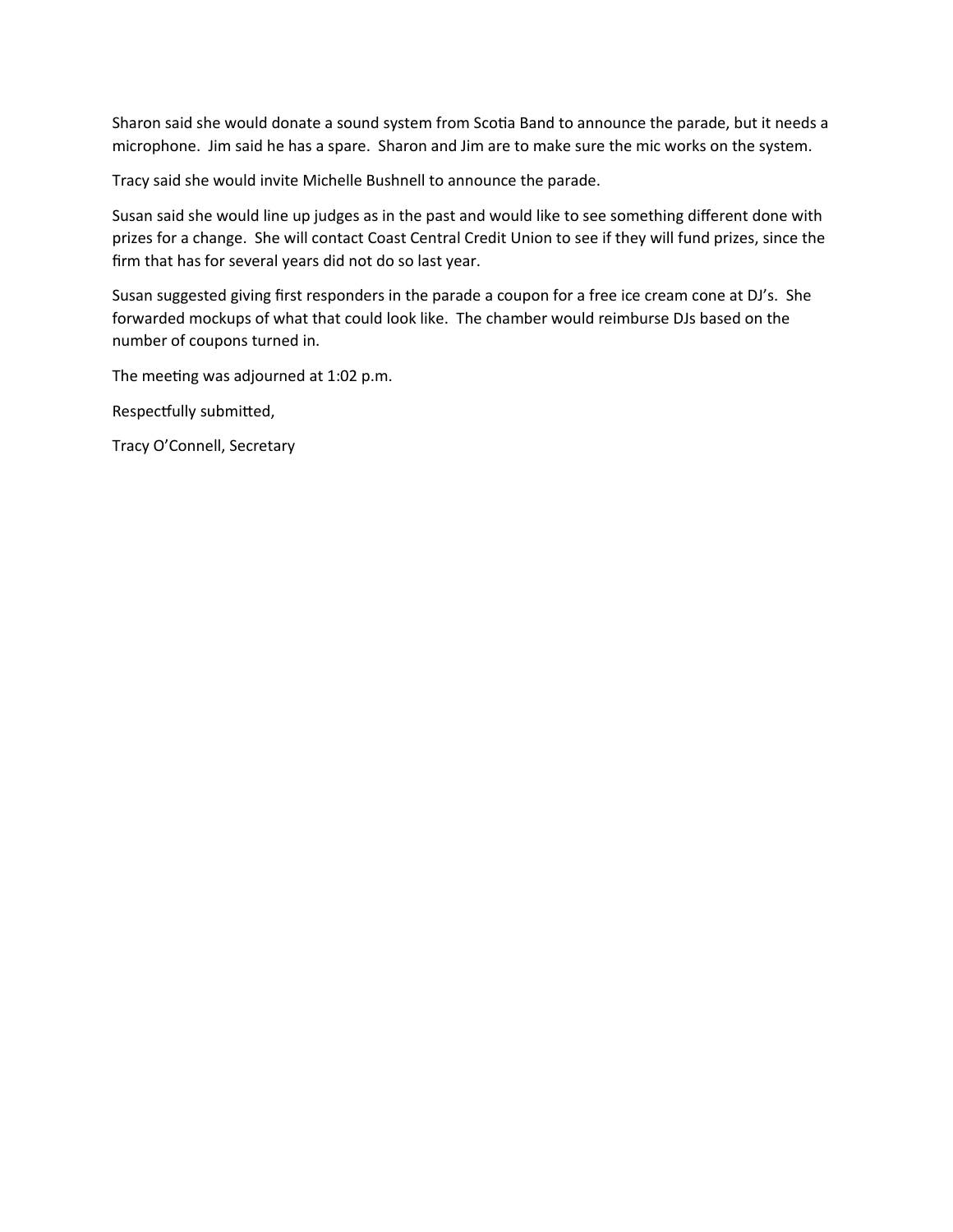Sharon said she would donate a sound system from Scotia Band to announce the parade, but it needs a microphone. Jim said he has a spare. Sharon and Jim are to make sure the mic works on the system.

Tracy said she would invite Michelle Bushnell to announce the parade.

Susan said she would line up judges as in the past and would like to see something different done with prizes for a change. She will contact Coast Central Credit Union to see if they will fund prizes, since the firm that has for several years did not do so last year.

Susan suggested giving first responders in the parade a coupon for a free ice cream cone at DJ's. She forwarded mockups of what that could look like. The chamber would reimburse DJs based on the number of coupons turned in.

The meeting was adjourned at 1:02 p.m.

Respectfully submitted,

Tracy O'Connell, Secretary